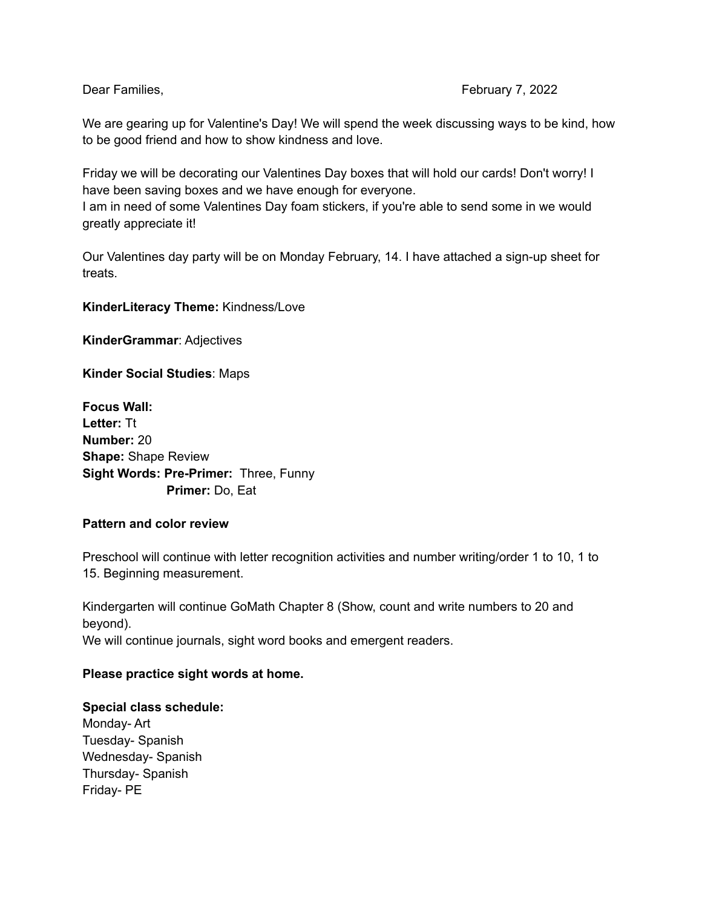Dear Families, February 7, 2022

We are gearing up for Valentine's Day! We will spend the week discussing ways to be kind, how to be good friend and how to show kindness and love.

Friday we will be decorating our Valentines Day boxes that will hold our cards! Don't worry! I have been saving boxes and we have enough for everyone.
I am in need of some Valentines Day foam stickers, if you're able to send some in we would greatly appreciate it!

Our Valentines day party will be on Monday February, 14. I have attached a sign-up sheet for treats.

**KinderLiteracy Theme:** Kindness/Love

**KinderGrammar**: Adjectives

**Kinder Social Studies**: Maps

**Focus Wall:**
**Letter:** Tt
**Number:** 20
**Shape:** Shape Review
**Sight Words: Pre-Primer:** Three, Funny
**Primer:** Do, Eat

**Pattern and color review**

Preschool will continue with letter recognition activities and number writing/order 1 to 10, 1 to 15. Beginning measurement.

Kindergarten will continue GoMath Chapter 8 (Show, count and write numbers to 20 and beyond).
We will continue journals, sight word books and emergent readers.

**Please practice sight words at home.**

**Special class schedule:**
Monday- Art
Tuesday- Spanish
Wednesday- Spanish
Thursday- Spanish
Friday- PE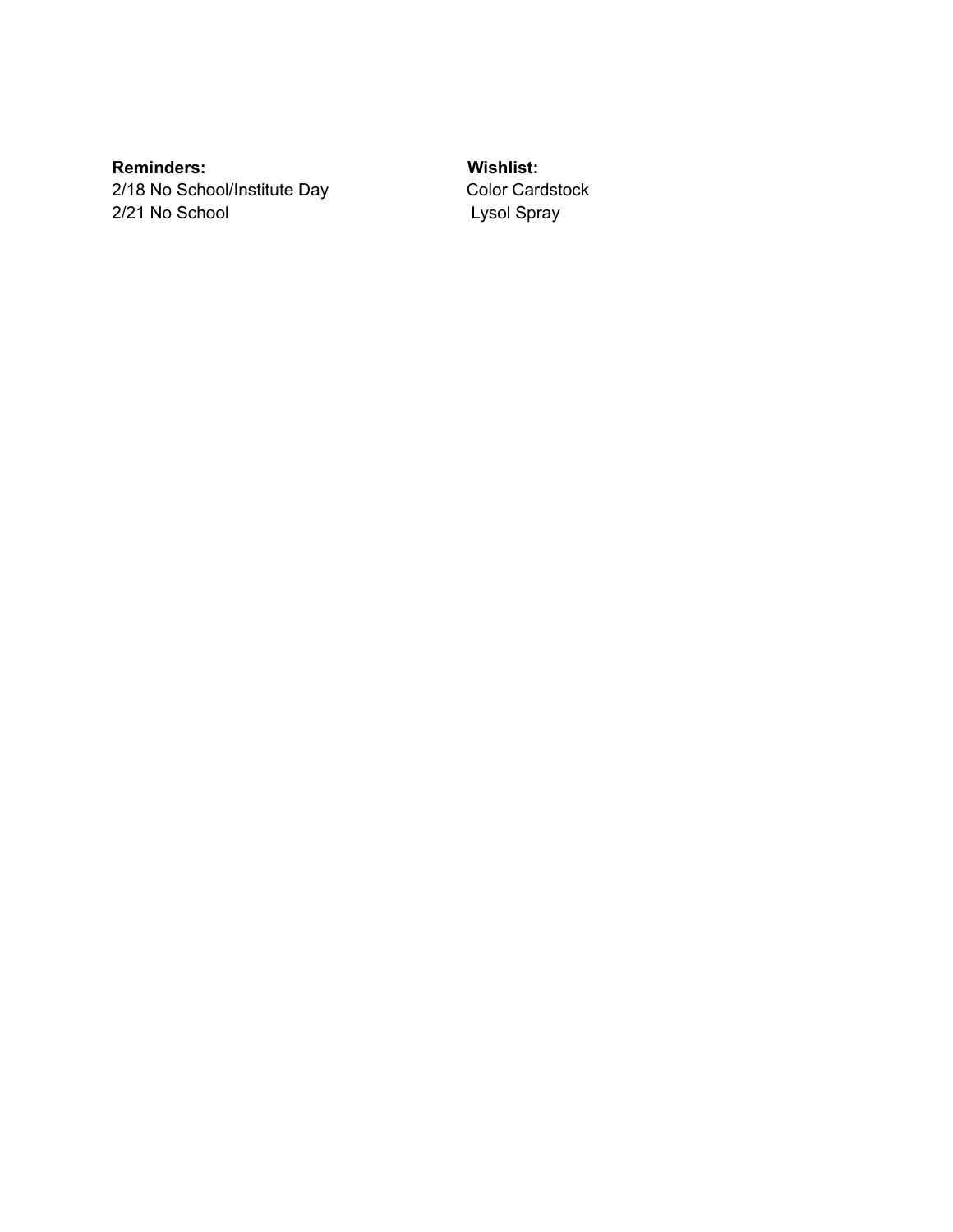**Reminders:**

2/18 No School/Institute Day

2/21 No School

**Wishlist:**

Color Cardstock

Lysol Spray